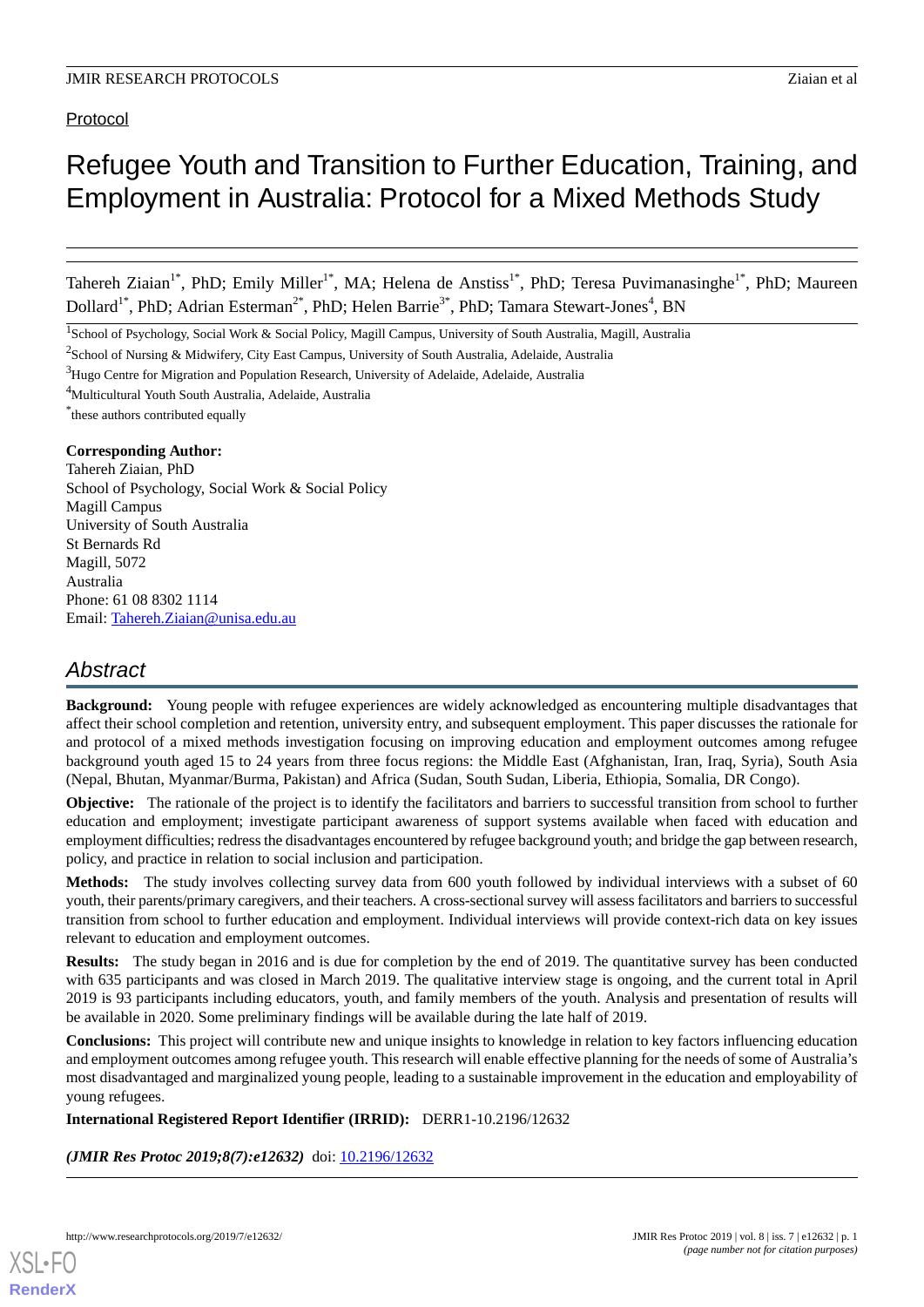Protocol

# Refugee Youth and Transition to Further Education, Training, and Employment in Australia: Protocol for a Mixed Methods Study

Tahereh Ziaian[1*], PhD; Emily Miller[1*], MA; Helena de Anstiss[1*], PhD; Teresa Puvimanasinghe[1*], PhD; Maureen Dollard[1*], PhD; Adrian Esterman[2*], PhD; Helen Barrie[3*], PhD; Tamara Stewart-Jones[4], BN

[1]School of Psychology, Social Work & Social Policy, Magill Campus, University of South Australia, Magill, Australia

[2]School of Nursing & Midwifery, City East Campus, University of South Australia, Adelaide, Australia

[3]Hugo Centre for Migration and Population Research, University of Adelaide, Adelaide, Australia

[4]Multicultural Youth South Australia, Adelaide, Australia

[*]these authors contributed equally

**Corresponding Author:**
Tahereh Ziaian, PhD
School of Psychology, Social Work & Social Policy
Magill Campus
University of South Australia
St Bernards Rd
Magill, 5072
Australia
Phone: 61 08 8302 1114
Email: Tahereh.Ziaian@unisa.edu.au

## Abstract

**Background:** Young people with refugee experiences are widely acknowledged as encountering multiple disadvantages that affect their school completion and retention, university entry, and subsequent employment. This paper discusses the rationale for and protocol of a mixed methods investigation focusing on improving education and employment outcomes among refugee background youth aged 15 to 24 years from three focus regions: the Middle East (Afghanistan, Iran, Iraq, Syria), South Asia (Nepal, Bhutan, Myanmar/Burma, Pakistan) and Africa (Sudan, South Sudan, Liberia, Ethiopia, Somalia, DR Congo).

**Objective:** The rationale of the project is to identify the facilitators and barriers to successful transition from school to further education and employment; investigate participant awareness of support systems available when faced with education and employment difficulties; redress the disadvantages encountered by refugee background youth; and bridge the gap between research, policy, and practice in relation to social inclusion and participation.

**Methods:** The study involves collecting survey data from 600 youth followed by individual interviews with a subset of 60 youth, their parents/primary caregivers, and their teachers. A cross-sectional survey will assess facilitators and barriers to successful transition from school to further education and employment. Individual interviews will provide context-rich data on key issues relevant to education and employment outcomes.

**Results:** The study began in 2016 and is due for completion by the end of 2019. The quantitative survey has been conducted with 635 participants and was closed in March 2019. The qualitative interview stage is ongoing, and the current total in April 2019 is 93 participants including educators, youth, and family members of the youth. Analysis and presentation of results will be available in 2020. Some preliminary findings will be available during the late half of 2019.

**Conclusions:** This project will contribute new and unique insights to knowledge in relation to key factors influencing education and employment outcomes among refugee youth. This research will enable effective planning for the needs of some of Australia's most disadvantaged and marginalized young people, leading to a sustainable improvement in the education and employability of young refugees.

**International Registered Report Identifier (IRRID):** DERR1-10.2196/12632

***(JMIR Res Protoc 2019;8(7):e12632)*** doi: 10.2196/12632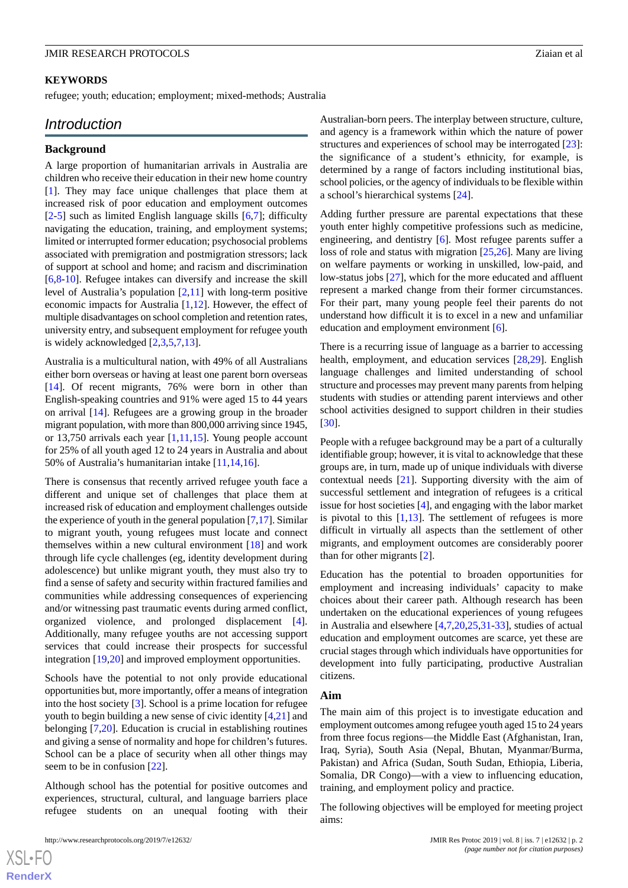**KEYWORDS**

refugee; youth; education; employment; mixed-methods; Australia

## Introduction

### Background

A large proportion of humanitarian arrivals in Australia are children who receive their education in their new home country [1]. They may face unique challenges that place them at increased risk of poor education and employment outcomes [2-5] such as limited English language skills [6,7]; difficulty navigating the education, training, and employment systems; limited or interrupted former education; psychosocial problems associated with premigration and postmigration stressors; lack of support at school and home; and racism and discrimination [6,8-10]. Refugee intakes can diversify and increase the skill level of Australia's population [2,11] with long-term positive economic impacts for Australia [1,12]. However, the effect of multiple disadvantages on school completion and retention rates, university entry, and subsequent employment for refugee youth is widely acknowledged [2,3,5,7,13].

Australia is a multicultural nation, with 49% of all Australians either born overseas or having at least one parent born overseas [14]. Of recent migrants, 76% were born in other than English-speaking countries and 91% were aged 15 to 44 years on arrival [14]. Refugees are a growing group in the broader migrant population, with more than 800,000 arriving since 1945, or 13,750 arrivals each year [1,11,15]. Young people account for 25% of all youth aged 12 to 24 years in Australia and about 50% of Australia's humanitarian intake [11,14,16].

There is consensus that recently arrived refugee youth face a different and unique set of challenges that place them at increased risk of education and employment challenges outside the experience of youth in the general population [7,17]. Similar to migrant youth, young refugees must locate and connect themselves within a new cultural environment [18] and work through life cycle challenges (eg, identity development during adolescence) but unlike migrant youth, they must also try to find a sense of safety and security within fractured families and communities while addressing consequences of experiencing and/or witnessing past traumatic events during armed conflict, organized violence, and prolonged displacement [4]. Additionally, many refugee youths are not accessing support services that could increase their prospects for successful integration [19,20] and improved employment opportunities.

Schools have the potential to not only provide educational opportunities but, more importantly, offer a means of integration into the host society [3]. School is a prime location for refugee youth to begin building a new sense of civic identity [4,21] and belonging [7,20]. Education is crucial in establishing routines and giving a sense of normality and hope for children's futures. School can be a place of security when all other things may seem to be in confusion [22].

Although school has the potential for positive outcomes and experiences, structural, cultural, and language barriers place refugee students on an unequal footing with their Australian-born peers. The interplay between structure, culture, and agency is a framework within which the nature of power structures and experiences of school may be interrogated [23]: the significance of a student's ethnicity, for example, is determined by a range of factors including institutional bias, school policies, or the agency of individuals to be flexible within a school's hierarchical systems [24].

Adding further pressure are parental expectations that these youth enter highly competitive professions such as medicine, engineering, and dentistry [6]. Most refugee parents suffer a loss of role and status with migration [25,26]. Many are living on welfare payments or working in unskilled, low-paid, and low-status jobs [27], which for the more educated and affluent represent a marked change from their former circumstances. For their part, many young people feel their parents do not understand how difficult it is to excel in a new and unfamiliar education and employment environment [6].

There is a recurring issue of language as a barrier to accessing health, employment, and education services [28,29]. English language challenges and limited understanding of school structure and processes may prevent many parents from helping students with studies or attending parent interviews and other school activities designed to support children in their studies [30].

People with a refugee background may be a part of a culturally identifiable group; however, it is vital to acknowledge that these groups are, in turn, made up of unique individuals with diverse contextual needs [21]. Supporting diversity with the aim of successful settlement and integration of refugees is a critical issue for host societies [4], and engaging with the labor market is pivotal to this [1,13]. The settlement of refugees is more difficult in virtually all aspects than the settlement of other migrants, and employment outcomes are considerably poorer than for other migrants [2].

Education has the potential to broaden opportunities for employment and increasing individuals' capacity to make choices about their career path. Although research has been undertaken on the educational experiences of young refugees in Australia and elsewhere [4,7,20,25,31-33], studies of actual education and employment outcomes are scarce, yet these are crucial stages through which individuals have opportunities for development into fully participating, productive Australian citizens.

### Aim

The main aim of this project is to investigate education and employment outcomes among refugee youth aged 15 to 24 years from three focus regions—the Middle East (Afghanistan, Iran, Iraq, Syria), South Asia (Nepal, Bhutan, Myanmar/Burma, Pakistan) and Africa (Sudan, South Sudan, Ethiopia, Liberia, Somalia, DR Congo)—with a view to influencing education, training, and employment policy and practice.

The following objectives will be employed for meeting project aims: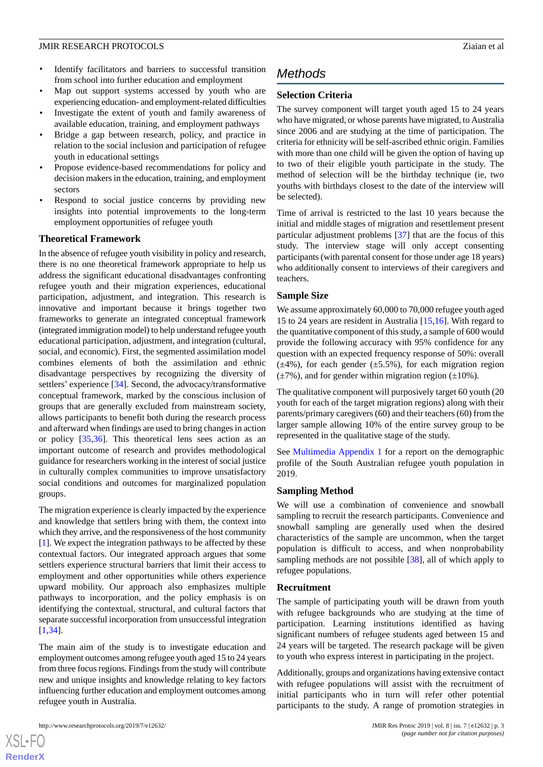- Identify facilitators and barriers to successful transition from school into further education and employment
- Map out support systems accessed by youth who are experiencing education- and employment-related difficulties
- Investigate the extent of youth and family awareness of available education, training, and employment pathways
- Bridge a gap between research, policy, and practice in relation to the social inclusion and participation of refugee youth in educational settings
- Propose evidence-based recommendations for policy and decision makers in the education, training, and employment sectors
- Respond to social justice concerns by providing new insights into potential improvements to the long-term employment opportunities of refugee youth

### Theoretical Framework

In the absence of refugee youth visibility in policy and research, there is no one theoretical framework appropriate to help us address the significant educational disadvantages confronting refugee youth and their migration experiences, educational participation, adjustment, and integration. This research is innovative and important because it brings together two frameworks to generate an integrated conceptual framework (integrated immigration model) to help understand refugee youth educational participation, adjustment, and integration (cultural, social, and economic). First, the segmented assimilation model combines elements of both the assimilation and ethnic disadvantage perspectives by recognizing the diversity of settlers' experience [34]. Second, the advocacy/transformative conceptual framework, marked by the conscious inclusion of groups that are generally excluded from mainstream society, allows participants to benefit both during the research process and afterward when findings are used to bring changes in action or policy [35,36]. This theoretical lens sees action as an important outcome of research and provides methodological guidance for researchers working in the interest of social justice in culturally complex communities to improve unsatisfactory social conditions and outcomes for marginalized population groups.

The migration experience is clearly impacted by the experience and knowledge that settlers bring with them, the context into which they arrive, and the responsiveness of the host community [1]. We expect the integration pathways to be affected by these contextual factors. Our integrated approach argues that some settlers experience structural barriers that limit their access to employment and other opportunities while others experience upward mobility. Our approach also emphasizes multiple pathways to incorporation, and the policy emphasis is on identifying the contextual, structural, and cultural factors that separate successful incorporation from unsuccessful integration [1,34].

The main aim of the study is to investigate education and employment outcomes among refugee youth aged 15 to 24 years from three focus regions. Findings from the study will contribute new and unique insights and knowledge relating to key factors influencing further education and employment outcomes among refugee youth in Australia.

## Methods

### Selection Criteria

The survey component will target youth aged 15 to 24 years who have migrated, or whose parents have migrated, to Australia since 2006 and are studying at the time of participation. The criteria for ethnicity will be self-ascribed ethnic origin. Families with more than one child will be given the option of having up to two of their eligible youth participate in the study. The method of selection will be the birthday technique (ie, two youths with birthdays closest to the date of the interview will be selected).

Time of arrival is restricted to the last 10 years because the initial and middle stages of migration and resettlement present particular adjustment problems [37] that are the focus of this study. The interview stage will only accept consenting participants (with parental consent for those under age 18 years) who additionally consent to interviews of their caregivers and teachers.

### Sample Size

We assume approximately 60,000 to 70,000 refugee youth aged 15 to 24 years are resident in Australia [15,16]. With regard to the quantitative component of this study, a sample of 600 would provide the following accuracy with 95% confidence for any question with an expected frequency response of 50%: overall (±4%), for each gender (±5.5%), for each migration region (±7%), and for gender within migration region (±10%).

The qualitative component will purposively target 60 youth (20 youth for each of the target migration regions) along with their parents/primary caregivers (60) and their teachers (60) from the larger sample allowing 10% of the entire survey group to be represented in the qualitative stage of the study.

See Multimedia Appendix 1 for a report on the demographic profile of the South Australian refugee youth population in 2019.

### Sampling Method

We will use a combination of convenience and snowball sampling to recruit the research participants. Convenience and snowball sampling are generally used when the desired characteristics of the sample are uncommon, when the target population is difficult to access, and when nonprobability sampling methods are not possible [38], all of which apply to refugee populations.

### Recruitment

The sample of participating youth will be drawn from youth with refugee backgrounds who are studying at the time of participation. Learning institutions identified as having significant numbers of refugee students aged between 15 and 24 years will be targeted. The research package will be given to youth who express interest in participating in the project.

Additionally, groups and organizations having extensive contact with refugee populations will assist with the recruitment of initial participants who in turn will refer other potential participants to the study. A range of promotion strategies in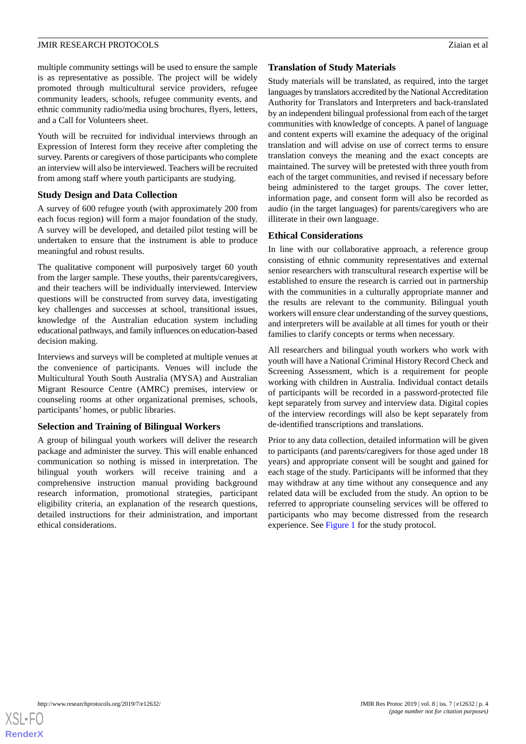multiple community settings will be used to ensure the sample is as representative as possible. The project will be widely promoted through multicultural service providers, refugee community leaders, schools, refugee community events, and ethnic community radio/media using brochures, flyers, letters, and a Call for Volunteers sheet.

Youth will be recruited for individual interviews through an Expression of Interest form they receive after completing the survey. Parents or caregivers of those participants who complete an interview will also be interviewed. Teachers will be recruited from among staff where youth participants are studying.

### Study Design and Data Collection

A survey of 600 refugee youth (with approximately 200 from each focus region) will form a major foundation of the study. A survey will be developed, and detailed pilot testing will be undertaken to ensure that the instrument is able to produce meaningful and robust results.

The qualitative component will purposively target 60 youth from the larger sample. These youths, their parents/caregivers, and their teachers will be individually interviewed. Interview questions will be constructed from survey data, investigating key challenges and successes at school, transitional issues, knowledge of the Australian education system including educational pathways, and family influences on education-based decision making.

Interviews and surveys will be completed at multiple venues at the convenience of participants. Venues will include the Multicultural Youth South Australia (MYSA) and Australian Migrant Resource Centre (AMRC) premises, interview or counseling rooms at other organizational premises, schools, participants' homes, or public libraries.

### Selection and Training of Bilingual Workers

A group of bilingual youth workers will deliver the research package and administer the survey. This will enable enhanced communication so nothing is missed in interpretation. The bilingual youth workers will receive training and a comprehensive instruction manual providing background research information, promotional strategies, participant eligibility criteria, an explanation of the research questions, detailed instructions for their administration, and important ethical considerations.

### Translation of Study Materials

Study materials will be translated, as required, into the target languages by translators accredited by the National Accreditation Authority for Translators and Interpreters and back-translated by an independent bilingual professional from each of the target communities with knowledge of concepts. A panel of language and content experts will examine the adequacy of the original translation and will advise on use of correct terms to ensure translation conveys the meaning and the exact concepts are maintained. The survey will be pretested with three youth from each of the target communities, and revised if necessary before being administered to the target groups. The cover letter, information page, and consent form will also be recorded as audio (in the target languages) for parents/caregivers who are illiterate in their own language.

### Ethical Considerations

In line with our collaborative approach, a reference group consisting of ethnic community representatives and external senior researchers with transcultural research expertise will be established to ensure the research is carried out in partnership with the communities in a culturally appropriate manner and the results are relevant to the community. Bilingual youth workers will ensure clear understanding of the survey questions, and interpreters will be available at all times for youth or their families to clarify concepts or terms when necessary.

All researchers and bilingual youth workers who work with youth will have a National Criminal History Record Check and Screening Assessment, which is a requirement for people working with children in Australia. Individual contact details of participants will be recorded in a password-protected file kept separately from survey and interview data. Digital copies of the interview recordings will also be kept separately from de-identified transcriptions and translations.

Prior to any data collection, detailed information will be given to participants (and parents/caregivers for those aged under 18 years) and appropriate consent will be sought and gained for each stage of the study. Participants will be informed that they may withdraw at any time without any consequence and any related data will be excluded from the study. An option to be referred to appropriate counseling services will be offered to participants who may become distressed from the research experience. See Figure 1 for the study protocol.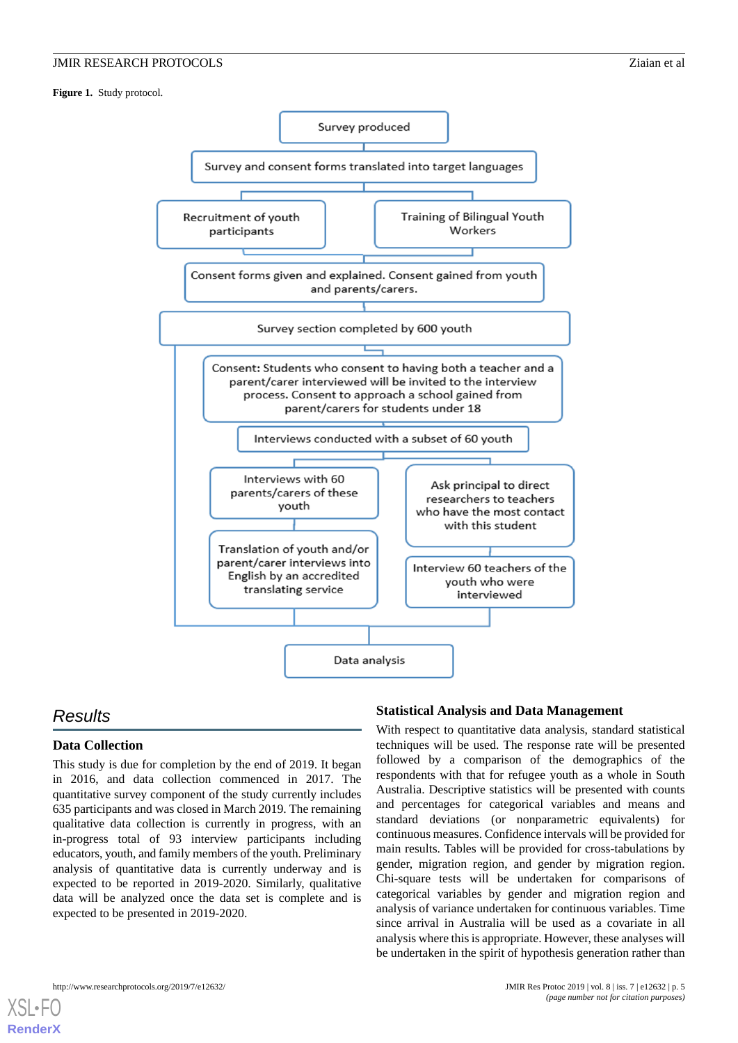**Figure 1.** Study protocol.

Survey produced

Survey and consent forms translated into target languages

Recruitment of youth participants

Training of Bilingual Youth Workers

Consent forms given and explained. Consent gained from youth and parents/carers.

Survey section completed by 600 youth

Consent: Students who consent to having both a teacher and a parent/carer interviewed will be invited to the interview process. Consent to approach a school gained from parent/carers for students under 18

Interviews conducted with a subset of 60 youth

Interviews with 60 parents/carers of these youth

Translation of youth and/or parent/carer interviews into English by an accredited translating service

Ask principal to direct researchers to teachers who have the most contact with this student

Interview 60 teachers of the youth who were interviewed

Data analysis

## Results

### Data Collection

This study is due for completion by the end of 2019. It began in 2016, and data collection commenced in 2017. The quantitative survey component of the study currently includes 635 participants and was closed in March 2019. The remaining qualitative data collection is currently in progress, with an in-progress total of 93 interview participants including educators, youth, and family members of the youth. Preliminary analysis of quantitative data is currently underway and is expected to be reported in 2019-2020. Similarly, qualitative data will be analyzed once the data set is complete and is expected to be presented in 2019-2020.

### Statistical Analysis and Data Management

With respect to quantitative data analysis, standard statistical techniques will be used. The response rate will be presented followed by a comparison of the demographics of the respondents with that for refugee youth as a whole in South Australia. Descriptive statistics will be presented with counts and percentages for categorical variables and means and standard deviations (or nonparametric equivalents) for continuous measures. Confidence intervals will be provided for main results. Tables will be provided for cross-tabulations by gender, migration region, and gender by migration region. Chi-square tests will be undertaken for comparisons of categorical variables by gender and migration region and analysis of variance undertaken for continuous variables. Time since arrival in Australia will be used as a covariate in all analysis where this is appropriate. However, these analyses will be undertaken in the spirit of hypothesis generation rather than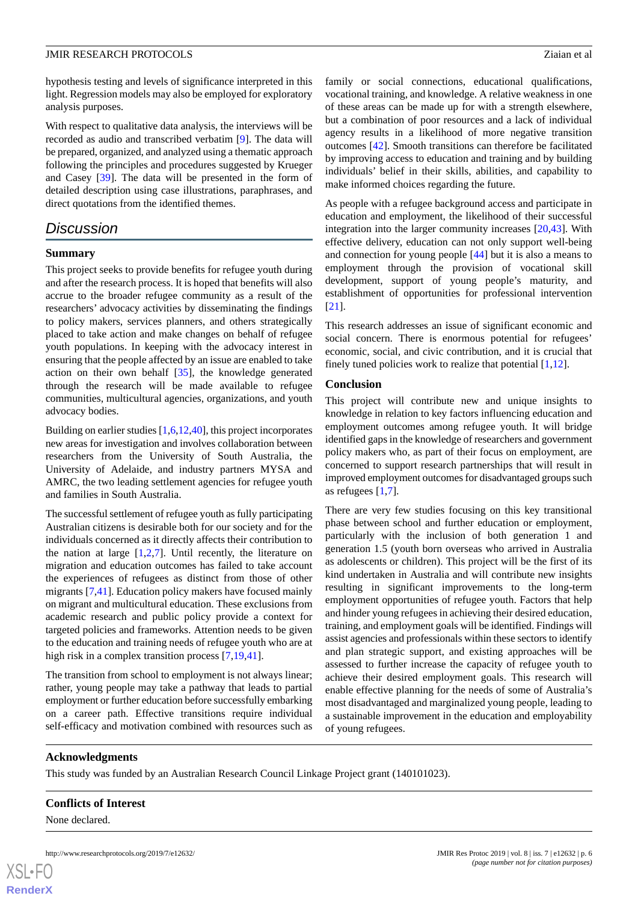hypothesis testing and levels of significance interpreted in this light. Regression models may also be employed for exploratory analysis purposes.

With respect to qualitative data analysis, the interviews will be recorded as audio and transcribed verbatim [9]. The data will be prepared, organized, and analyzed using a thematic approach following the principles and procedures suggested by Krueger and Casey [39]. The data will be presented in the form of detailed description using case illustrations, paraphrases, and direct quotations from the identified themes.

## Discussion

### Summary

This project seeks to provide benefits for refugee youth during and after the research process. It is hoped that benefits will also accrue to the broader refugee community as a result of the researchers' advocacy activities by disseminating the findings to policy makers, services planners, and others strategically placed to take action and make changes on behalf of refugee youth populations. In keeping with the advocacy interest in ensuring that the people affected by an issue are enabled to take action on their own behalf [35], the knowledge generated through the research will be made available to refugee communities, multicultural agencies, organizations, and youth advocacy bodies.

Building on earlier studies [1,6,12,40], this project incorporates new areas for investigation and involves collaboration between researchers from the University of South Australia, the University of Adelaide, and industry partners MYSA and AMRC, the two leading settlement agencies for refugee youth and families in South Australia.

The successful settlement of refugee youth as fully participating Australian citizens is desirable both for our society and for the individuals concerned as it directly affects their contribution to the nation at large [1,2,7]. Until recently, the literature on migration and education outcomes has failed to take account the experiences of refugees as distinct from those of other migrants [7,41]. Education policy makers have focused mainly on migrant and multicultural education. These exclusions from academic research and public policy provide a context for targeted policies and frameworks. Attention needs to be given to the education and training needs of refugee youth who are at high risk in a complex transition process [7,19,41].

The transition from school to employment is not always linear; rather, young people may take a pathway that leads to partial employment or further education before successfully embarking on a career path. Effective transitions require individual self-efficacy and motivation combined with resources such as family or social connections, educational qualifications, vocational training, and knowledge. A relative weakness in one of these areas can be made up for with a strength elsewhere, but a combination of poor resources and a lack of individual agency results in a likelihood of more negative transition outcomes [42]. Smooth transitions can therefore be facilitated by improving access to education and training and by building individuals' belief in their skills, abilities, and capability to make informed choices regarding the future.

As people with a refugee background access and participate in education and employment, the likelihood of their successful integration into the larger community increases [20,43]. With effective delivery, education can not only support well-being and connection for young people [44] but it is also a means to employment through the provision of vocational skill development, support of young people's maturity, and establishment of opportunities for professional intervention [21].

This research addresses an issue of significant economic and social concern. There is enormous potential for refugees' economic, social, and civic contribution, and it is crucial that finely tuned policies work to realize that potential [1,12].

### Conclusion

This project will contribute new and unique insights to knowledge in relation to key factors influencing education and employment outcomes among refugee youth. It will bridge identified gaps in the knowledge of researchers and government policy makers who, as part of their focus on employment, are concerned to support research partnerships that will result in improved employment outcomes for disadvantaged groups such as refugees [1,7].

There are very few studies focusing on this key transitional phase between school and further education or employment, particularly with the inclusion of both generation 1 and generation 1.5 (youth born overseas who arrived in Australia as adolescents or children). This project will be the first of its kind undertaken in Australia and will contribute new insights resulting in significant improvements to the long-term employment opportunities of refugee youth. Factors that help and hinder young refugees in achieving their desired education, training, and employment goals will be identified. Findings will assist agencies and professionals within these sectors to identify and plan strategic support, and existing approaches will be assessed to further increase the capacity of refugee youth to achieve their desired employment goals. This research will enable effective planning for the needs of some of Australia's most disadvantaged and marginalized young people, leading to a sustainable improvement in the education and employability of young refugees.

### Acknowledgments

This study was funded by an Australian Research Council Linkage Project grant (140101023).

### Conflicts of Interest

None declared.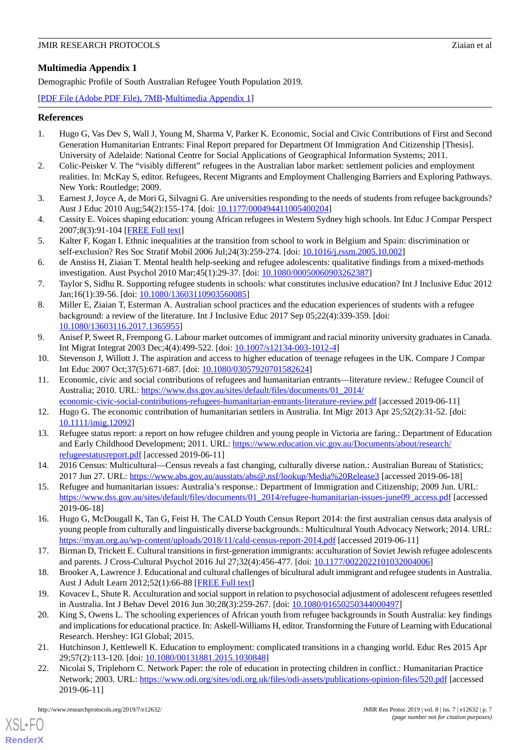## Multimedia Appendix 1

Demographic Profile of South Australian Refugee Youth Population 2019.

[PDF File (Adobe PDF File), 7MB-Multimedia Appendix 1]

## References

1. Hugo G, Vas Dev S, Wall J, Young M, Sharma V, Parker K. Economic, Social and Civic Contributions of First and Second Generation Humanitarian Entrants: Final Report prepared for Department Of Immigration And Citizenship [Thesis]. University of Adelaide: National Centre for Social Applications of Geographical Information Systems; 2011.
2. Colic-Peisker V. The "visibly different" refugees in the Australian labor market: settlement policies and employment realities. In: McKay S, editor. Refugees, Recent Migrants and Employment Challenging Barriers and Exploring Pathways. New York: Routledge; 2009.
3. Earnest J, Joyce A, de Mori G, Silvagni G. Are universities responding to the needs of students from refugee backgrounds? Aust J Educ 2010 Aug;54(2):155-174. [doi: 10.1177/000494411005400204]
4. Cassity E. Voices shaping education: young African refugees in Western Sydney high schools. Int Educ J Compar Perspect 2007;8(3):91-104 [FREE Full text]
5. Kalter F, Kogan I. Ethnic inequalities at the transition from school to work in Belgium and Spain: discrimination or self-exclusion? Res Soc Stratif Mobil 2006 Jul;24(3):259-274. [doi: 10.1016/j.rssm.2005.10.002]
6. de Anstiss H, Ziaian T. Mental health help-seeking and refugee adolescents: qualitative findings from a mixed-methods investigation. Aust Psychol 2010 Mar;45(1):29-37. [doi: 10.1080/00050060903262387]
7. Taylor S, Sidhu R. Supporting refugee students in schools: what constitutes inclusive education? Int J Inclusive Educ 2012 Jan;16(1):39-56. [doi: 10.1080/13603110903560085]
8. Miller E, Ziaian T, Esterman A. Australian school practices and the education experiences of students with a refugee background: a review of the literature. Int J Inclusive Educ 2017 Sep 05;22(4):339-359. [doi: 10.1080/13603116.2017.1365955]
9. Anisef P, Sweet R, Frempong G. Labour market outcomes of immigrant and racial minority university graduates in Canada. Int Migrat Integrat 2003 Dec;4(4):499-522. [doi: 10.1007/s12134-003-1012-4]
10. Stevenson J, Willott J. The aspiration and access to higher education of teenage refugees in the UK. Compare J Compar Int Educ 2007 Oct;37(5):671-687. [doi: 10.1080/03057920701582624]
11. Economic, civic and social contributions of refugees and humanitarian entrants—literature review.: Refugee Council of Australia; 2010. URL: https://www.dss.gov.au/sites/default/files/documents/01_2014/economic-civic-social-contributions-refugees-humanitarian-entrants-literature-review.pdf [accessed 2019-06-11]
12. Hugo G. The economic contribution of humanitarian settlers in Australia. Int Migr 2013 Apr 25;52(2):31-52. [doi: 10.1111/imig.12092]
13. Refugee status report: a report on how refugee children and young people in Victoria are faring.: Department of Education and Early Childhood Development; 2011. URL: https://www.education.vic.gov.au/Documents/about/research/refugeestatusreport.pdf [accessed 2019-06-11]
14. 2016 Census: Multicultural—Census reveals a fast changing, culturally diverse nation.: Australian Bureau of Statistics; 2017 Jun 27. URL: https://www.abs.gov.au/ausstats/abs@.nsf/lookup/Media%20Release3 [accessed 2019-06-18]
15. Refugee and humanitarian issues: Australia's response.: Department of Immigration and Citizenship; 2009 Jun. URL: https://www.dss.gov.au/sites/default/files/documents/01_2014/refugee-humanitarian-issues-june09_access.pdf [accessed 2019-06-18]
16. Hugo G, McDougall K, Tan G, Feist H. The CALD Youth Census Report 2014: the first australian census data analysis of young people from culturally and linguistically diverse backgrounds.: Multicultural Youth Advocacy Network; 2014. URL: https://myan.org.au/wp-content/uploads/2018/11/cald-census-report-2014.pdf [accessed 2019-06-11]
17. Birman D, Trickett E. Cultural transitions in first-generation immigrants: acculturation of Soviet Jewish refugee adolescents and parents. J Cross-Cultural Psychol 2016 Jul 27;32(4):456-477. [doi: 10.1177/0022022101032004006]
18. Brooker A, Lawrence J. Educational and cultural challenges of bicultural adult immigrant and refugee students in Australia. Aust J Adult Learn 2012;52(1):66-88 [FREE Full text]
19. Kovacev L, Shute R. Acculturation and social support in relation to psychosocial adjustment of adolescent refugees resettled in Australia. Int J Behav Devel 2016 Jun 30;28(3):259-267. [doi: 10.1080/01650250344000497]
20. King S, Owens L. The schooling experiences of African youth from refugee backgrounds in South Australia: key findings and implications for educational practice. In: Askell-Williams H, editor. Transforming the Future of Learning with Educational Research. Hershey: IGI Global; 2015.
21. Hutchinson J, Kettlewell K. Education to employment: complicated transitions in a changing world. Educ Res 2015 Apr 29;57(2):113-120. [doi: 10.1080/00131881.2015.1030848]
22. Nicolai S, Triplehorn C. Network Paper: the role of education in protecting children in conflict.: Humanitarian Practice Network; 2003. URL: https://www.odi.org/sites/odi.org.uk/files/odi-assets/publications-opinion-files/520.pdf [accessed 2019-06-11]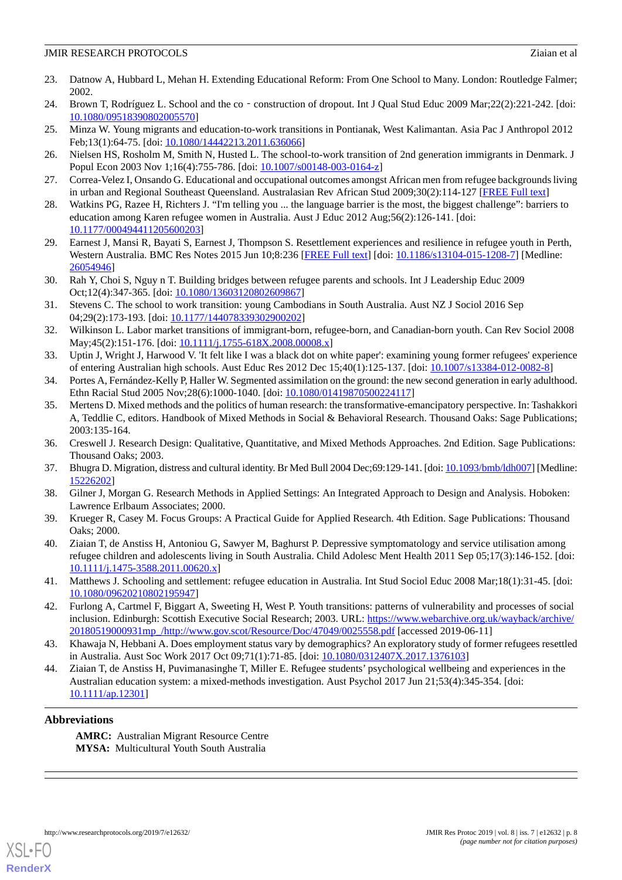23. Datnow A, Hubbard L, Mehan H. Extending Educational Reform: From One School to Many. London: Routledge Falmer; 2002.
24. Brown T, Rodríguez L. School and the co‐construction of dropout. Int J Qual Stud Educ 2009 Mar;22(2):221-242. [doi: 10.1080/09518390802005570]
25. Minza W. Young migrants and education-to-work transitions in Pontianak, West Kalimantan. Asia Pac J Anthropol 2012 Feb;13(1):64-75. [doi: 10.1080/14442213.2011.636066]
26. Nielsen HS, Rosholm M, Smith N, Husted L. The school-to-work transition of 2nd generation immigrants in Denmark. J Popul Econ 2003 Nov 1;16(4):755-786. [doi: 10.1007/s00148-003-0164-z]
27. Correa-Velez I, Onsando G. Educational and occupational outcomes amongst African men from refugee backgrounds living in urban and Regional Southeast Queensland. Australasian Rev African Stud 2009;30(2):114-127 [FREE Full text]
28. Watkins PG, Razee H, Richters J. "I'm telling you ... the language barrier is the most, the biggest challenge": barriers to education among Karen refugee women in Australia. Aust J Educ 2012 Aug;56(2):126-141. [doi: 10.1177/000494411205600203]
29. Earnest J, Mansi R, Bayati S, Earnest J, Thompson S. Resettlement experiences and resilience in refugee youth in Perth, Western Australia. BMC Res Notes 2015 Jun 10;8:236 [FREE Full text] [doi: 10.1186/s13104-015-1208-7] [Medline: 26054946]
30. Rah Y, Choi S, Nguy n T. Building bridges between refugee parents and schools. Int J Leadership Educ 2009 Oct;12(4):347-365. [doi: 10.1080/13603120802609867]
31. Stevens C. The school to work transition: young Cambodians in South Australia. Aust NZ J Sociol 2016 Sep 04;29(2):173-193. [doi: 10.1177/144078339302900202]
32. Wilkinson L. Labor market transitions of immigrant-born, refugee-born, and Canadian-born youth. Can Rev Sociol 2008 May;45(2):151-176. [doi: 10.1111/j.1755-618X.2008.00008.x]
33. Uptin J, Wright J, Harwood V. 'It felt like I was a black dot on white paper': examining young former refugees' experience of entering Australian high schools. Aust Educ Res 2012 Dec 15;40(1):125-137. [doi: 10.1007/s13384-012-0082-8]
34. Portes A, Fernández-Kelly P, Haller W. Segmented assimilation on the ground: the new second generation in early adulthood. Ethn Racial Stud 2005 Nov;28(6):1000-1040. [doi: 10.1080/01419870500224117]
35. Mertens D. Mixed methods and the politics of human research: the transformative-emancipatory perspective. In: Tashakkori A, Teddlie C, editors. Handbook of Mixed Methods in Social & Behavioral Research. Thousand Oaks: Sage Publications; 2003:135-164.
36. Creswell J. Research Design: Qualitative, Quantitative, and Mixed Methods Approaches. 2nd Edition. Sage Publications: Thousand Oaks; 2003.
37. Bhugra D. Migration, distress and cultural identity. Br Med Bull 2004 Dec;69:129-141. [doi: 10.1093/bmb/ldh007] [Medline: 15226202]
38. Gilner J, Morgan G. Research Methods in Applied Settings: An Integrated Approach to Design and Analysis. Hoboken: Lawrence Erlbaum Associates; 2000.
39. Krueger R, Casey M. Focus Groups: A Practical Guide for Applied Research. 4th Edition. Sage Publications: Thousand Oaks; 2000.
40. Ziaian T, de Anstiss H, Antoniou G, Sawyer M, Baghurst P. Depressive symptomatology and service utilisation among refugee children and adolescents living in South Australia. Child Adolesc Ment Health 2011 Sep 05;17(3):146-152. [doi: 10.1111/j.1475-3588.2011.00620.x]
41. Matthews J. Schooling and settlement: refugee education in Australia. Int Stud Sociol Educ 2008 Mar;18(1):31-45. [doi: 10.1080/09620210802195947]
42. Furlong A, Cartmel F, Biggart A, Sweeting H, West P. Youth transitions: patterns of vulnerability and processes of social inclusion. Edinburgh: Scottish Executive Social Research; 2003. URL: https://www.webarchive.org.uk/wayback/archive/20180519000931mp_/http://www.gov.scot/Resource/Doc/47049/0025558.pdf [accessed 2019-06-11]
43. Khawaja N, Hebbani A. Does employment status vary by demographics? An exploratory study of former refugees resettled in Australia. Aust Soc Work 2017 Oct 09;71(1):71-85. [doi: 10.1080/0312407X.2017.1376103]
44. Ziaian T, de Anstiss H, Puvimanasinghe T, Miller E. Refugee students' psychological wellbeing and experiences in the Australian education system: a mixed-methods investigation. Aust Psychol 2017 Jun 21;53(4):345-354. [doi: 10.1111/ap.12301]

## Abbreviations

**AMRC:** Australian Migrant Resource Centre
**MYSA:** Multicultural Youth South Australia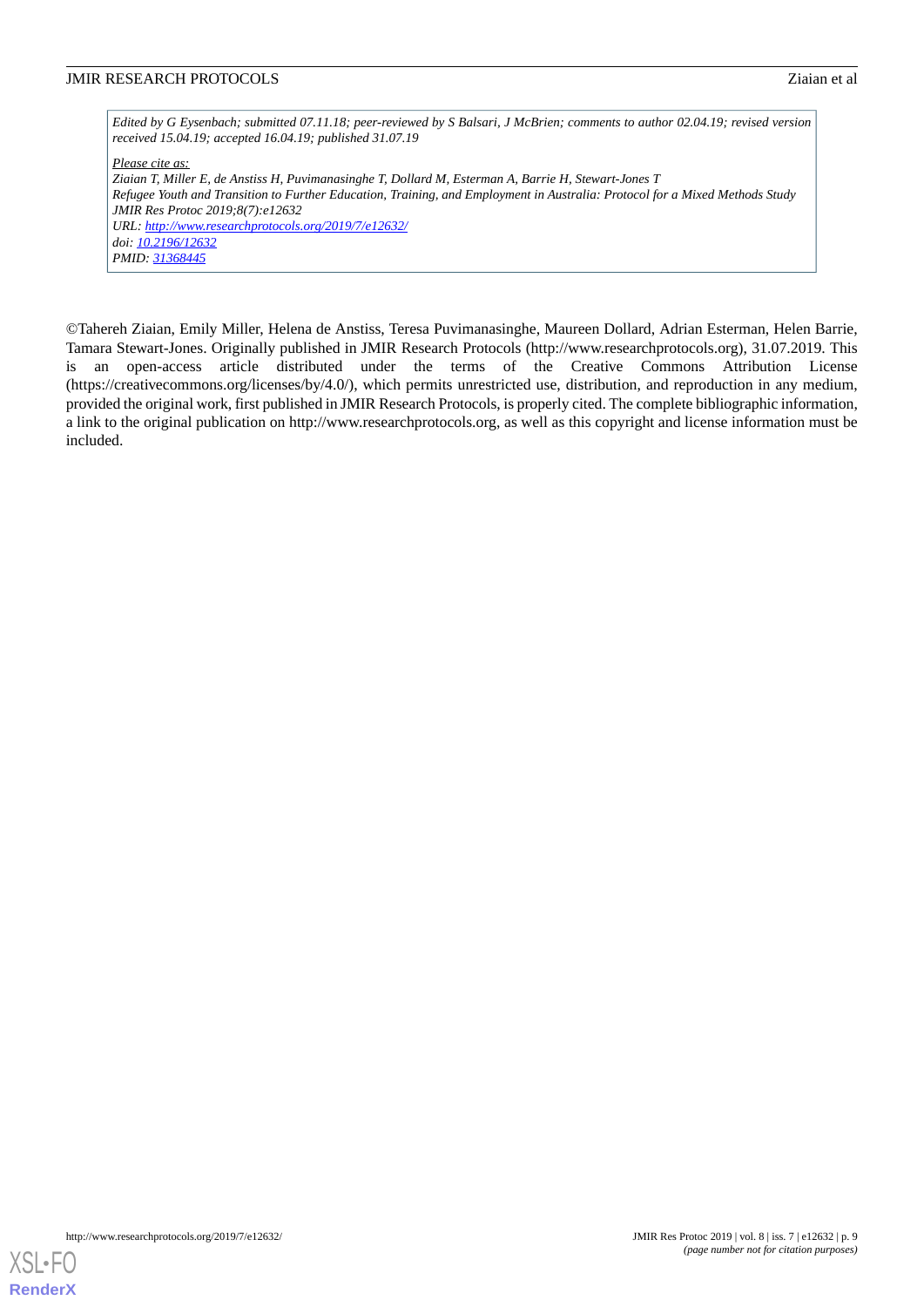*Edited by G Eysenbach; submitted 07.11.18; peer-reviewed by S Balsari, J McBrien; comments to author 02.04.19; revised version received 15.04.19; accepted 16.04.19; published 31.07.19*

*Please cite as:*

*Ziaian T, Miller E, de Anstiss H, Puvimanasinghe T, Dollard M, Esterman A, Barrie H, Stewart-Jones T*

*Refugee Youth and Transition to Further Education, Training, and Employment in Australia: Protocol for a Mixed Methods Study*

*JMIR Res Protoc 2019;8(7):e12632*

*URL: http://www.researchprotocols.org/2019/7/e12632/*

*doi: 10.2196/12632*

*PMID: 31368445*

©Tahereh Ziaian, Emily Miller, Helena de Anstiss, Teresa Puvimanasinghe, Maureen Dollard, Adrian Esterman, Helen Barrie, Tamara Stewart-Jones. Originally published in JMIR Research Protocols (http://www.researchprotocols.org), 31.07.2019. This is an open-access article distributed under the terms of the Creative Commons Attribution License (https://creativecommons.org/licenses/by/4.0/), which permits unrestricted use, distribution, and reproduction in any medium, provided the original work, first published in JMIR Research Protocols, is properly cited. The complete bibliographic information, a link to the original publication on http://www.researchprotocols.org, as well as this copyright and license information must be included.